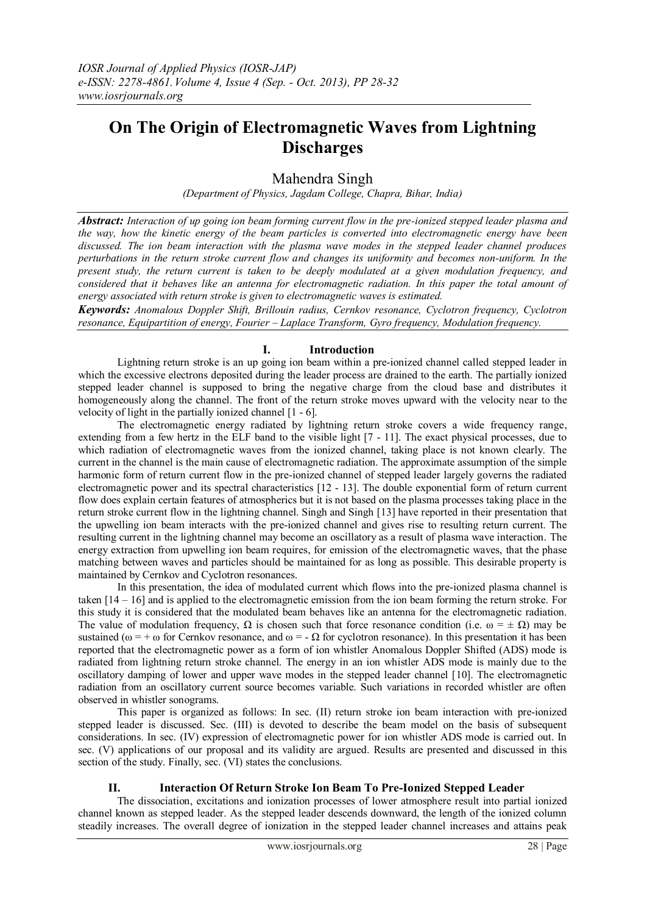# On The Origin of Electromagnetic Waves from Lightning Discharges

Mahendra Singh

*(Department of Physics, Jagdam College, Chapra, Bihar, India)*

***Abstract:*** *Interaction of up going ion beam forming current flow in the pre-ionized stepped leader plasma and the way, how the kinetic energy of the beam particles is converted into electromagnetic energy have been discussed. The ion beam interaction with the plasma wave modes in the stepped leader channel produces perturbations in the return stroke current flow and changes its uniformity and becomes non-uniform. In the present study, the return current is taken to be deeply modulated at a given modulation frequency, and considered that it behaves like an antenna for electromagnetic radiation. In this paper the total amount of energy associated with return stroke is given to electromagnetic waves is estimated.*

***Keywords:*** *Anomalous Doppler Shift, Brillouin radius, Cernkov resonance, Cyclotron frequency, Cyclotron resonance, Equipartition of energy, Fourier – Laplace Transform, Gyro frequency, Modulation frequency.*

## I. Introduction

Lightning return stroke is an up going ion beam within a pre-ionized channel called stepped leader in which the excessive electrons deposited during the leader process are drained to the earth. The partially ionized stepped leader channel is supposed to bring the negative charge from the cloud base and distributes it homogeneously along the channel. The front of the return stroke moves upward with the velocity near to the velocity of light in the partially ionized channel [1 - 6].

The electromagnetic energy radiated by lightning return stroke covers a wide frequency range, extending from a few hertz in the ELF band to the visible light [7 - 11]. The exact physical processes, due to which radiation of electromagnetic waves from the ionized channel, taking place is not known clearly. The current in the channel is the main cause of electromagnetic radiation. The approximate assumption of the simple harmonic form of return current flow in the pre-ionized channel of stepped leader largely governs the radiated electromagnetic power and its spectral characteristics [12 - 13]. The double exponential form of return current flow does explain certain features of atmospherics but it is not based on the plasma processes taking place in the return stroke current flow in the lightning channel. Singh and Singh [13] have reported in their presentation that the upwelling ion beam interacts with the pre-ionized channel and gives rise to resulting return current. The resulting current in the lightning channel may become an oscillatory as a result of plasma wave interaction. The energy extraction from upwelling ion beam requires, for emission of the electromagnetic waves, that the phase matching between waves and particles should be maintained for as long as possible. This desirable property is maintained by Cernkov and Cyclotron resonances.

In this presentation, the idea of modulated current which flows into the pre-ionized plasma channel is taken [14 – 16] and is applied to the electromagnetic emission from the ion beam forming the return stroke. For this study it is considered that the modulated beam behaves like an antenna for the electromagnetic radiation. The value of modulation frequency, $\Omega$ is chosen such that force resonance condition (i.e. $\omega = \pm\,\Omega$) may be sustained ($\omega = +\,\omega$ for Cernkov resonance, and $\omega = -\,\Omega$ for cyclotron resonance). In this presentation it has been reported that the electromagnetic power as a form of ion whistler Anomalous Doppler Shifted (ADS) mode is radiated from lightning return stroke channel. The energy in an ion whistler ADS mode is mainly due to the oscillatory damping of lower and upper wave modes in the stepped leader channel [10]. The electromagnetic radiation from an oscillatory current source becomes variable. Such variations in recorded whistler are often observed in whistler sonograms.

This paper is organized as follows: In sec. (II) return stroke ion beam interaction with pre-ionized stepped leader is discussed. Sec. (III) is devoted to describe the beam model on the basis of subsequent considerations. In sec. (IV) expression of electromagnetic power for ion whistler ADS mode is carried out. In sec. (V) applications of our proposal and its validity are argued. Results are presented and discussed in this section of the study. Finally, sec. (VI) states the conclusions.

## II. Interaction Of Return Stroke Ion Beam To Pre-Ionized Stepped Leader

The dissociation, excitations and ionization processes of lower atmosphere result into partial ionized channel known as stepped leader. As the stepped leader descends downward, the length of the ionized column steadily increases. The overall degree of ionization in the stepped leader channel increases and attains peak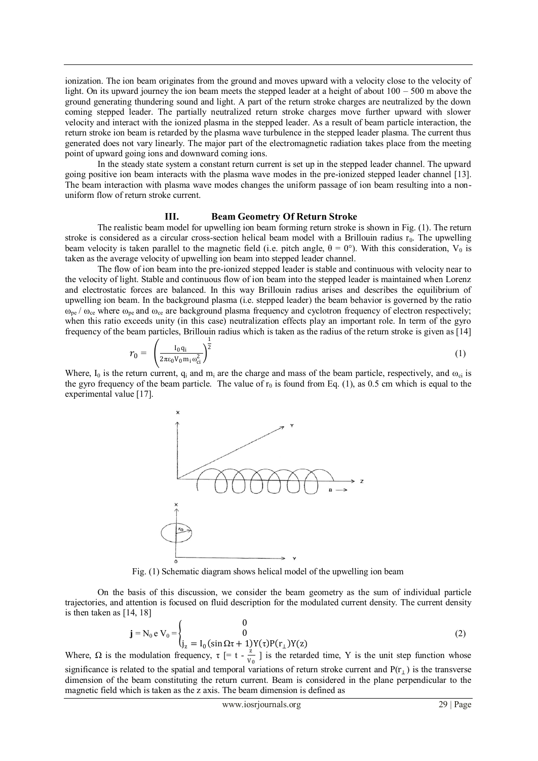ionization. The ion beam originates from the ground and moves upward with a velocity close to the velocity of light. On its upward journey the ion beam meets the stepped leader at a height of about 100 – 500 m above the ground generating thundering sound and light. A part of the return stroke charges are neutralized by the down coming stepped leader. The partially neutralized return stroke charges move further upward with slower velocity and interact with the ionized plasma in the stepped leader. As a result of beam particle interaction, the return stroke ion beam is retarded by the plasma wave turbulence in the stepped leader plasma. The current thus generated does not vary linearly. The major part of the electromagnetic radiation takes place from the meeting point of upward going ions and downward coming ions.

In the steady state system a constant return current is set up in the stepped leader channel. The upward going positive ion beam interacts with the plasma wave modes in the pre-ionized stepped leader channel [13]. The beam interaction with plasma wave modes changes the uniform passage of ion beam resulting into a non-uniform flow of return stroke current.

## III. Beam Geometry Of Return Stroke

The realistic beam model for upwelling ion beam forming return stroke is shown in Fig. (1). The return stroke is considered as a circular cross-section helical beam model with a Brillouin radius $r_0$. The upwelling beam velocity is taken parallel to the magnetic field (i.e. pitch angle, $\theta = 0°$). With this consideration, $V_0$ is taken as the average velocity of upwelling ion beam into stepped leader channel.

The flow of ion beam into the pre-ionized stepped leader is stable and continuous with velocity near to the velocity of light. Stable and continuous flow of ion beam into the stepped leader is maintained when Lorenz and electrostatic forces are balanced. In this way Brillouin radius arises and describes the equilibrium of upwelling ion beam. In the background plasma (i.e. stepped leader) the beam behavior is governed by the ratio $\omega_{pe} / \omega_{ce}$ where $\omega_{pe}$ and $\omega_{ce}$ are background plasma frequency and cyclotron frequency of electron respectively; when this ratio exceeds unity (in this case) neutralization effects play an important role. In term of the gyro frequency of the beam particles, Brillouin radius which is taken as the radius of the return stroke is given as [14]

$$r_0 = \left( \frac{I_0 q_i}{2\pi\varepsilon_0 V_0 m_i \omega_{ci}^2} \right)^{\frac{1}{2}} \tag{1}$$

Where, $I_0$ is the return current, $q_i$ and $m_i$ are the charge and mass of the beam particle, respectively, and $\omega_{ci}$ is the gyro frequency of the beam particle. The value of $r_0$ is found from Eq. (1), as 0.5 cm which is equal to the experimental value [17].

Fig. (1) Schematic diagram shows helical model of the upwelling ion beam

On the basis of this discussion, we consider the beam geometry as the sum of individual particle trajectories, and attention is focused on fluid description for the modulated current density. The current density is then taken as [14, 18]

$$\mathbf{j} = N_0 e V_0 = \begin{cases} 0 \\ 0 \\ j_z = I_0(\sin\Omega\tau + 1)Y(\tau)P(r_\perp)Y(z) \end{cases} \tag{2}$$

Where, $\Omega$ is the modulation frequency, $\tau$ [= $t - \frac{z}{V_0}$ ] is the retarded time, Y is the unit step function whose significance is related to the spatial and temporal variations of return stroke current and $P(r_\perp)$ is the transverse dimension of the beam constituting the return current. Beam is considered in the plane perpendicular to the magnetic field which is taken as the z axis. The beam dimension is defined as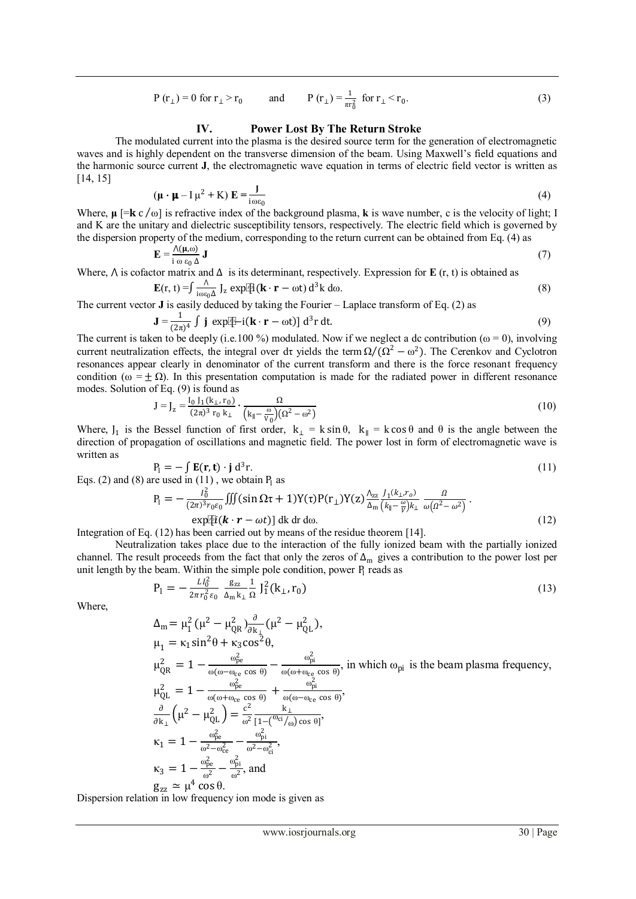$$P(r_\perp) = 0 \text{ for } r_\perp > r_0 \qquad \text{and} \qquad P(r_\perp) = \frac{1}{\pi r_0^2} \text{ for } r_\perp < r_0. \tag{3}$$

## IV. Power Lost By The Return Stroke

The modulated current into the plasma is the desired source term for the generation of electromagnetic waves and is highly dependent on the transverse dimension of the beam. Using Maxwell's field equations and the harmonic source current **J**, the electromagnetic wave equation in terms of electric field vector is written as [14, 15]

$$(\boldsymbol{\mu} \cdot \boldsymbol{\mu} - \mathrm{I}\,\mu^2 + \mathrm{K})\,\mathbf{E} = \frac{\mathbf{J}}{\mathrm{i}\omega\varepsilon_0} \tag{4}$$

Where, $\boldsymbol{\mu}$ [$=\mathbf{k}\,c/\omega$] is refractive index of the background plasma, **k** is wave number, c is the velocity of light; I and K are the unitary and dielectric susceptibility tensors, respectively. The electric field which is governed by the dispersion property of the medium, corresponding to the return current can be obtained from Eq. (4) as

$$\mathbf{E} = \frac{\Lambda(\boldsymbol{\mu},\omega)}{\mathrm{i}\,\omega\,\varepsilon_0\,\Delta}\,\mathbf{J} \tag{7}$$

Where, $\Lambda$ is cofactor matrix and $\Delta$ is its determinant, respectively. Expression for **E** (r, t) is obtained as

$$\mathbf{E}(\mathrm{r}, \mathrm{t}) = \int \frac{\Lambda}{\mathrm{i}\omega\varepsilon_0\Delta}\,\mathrm{J}_z \exp[\mathrm{i}(\mathbf{k}\cdot\mathbf{r} - \omega t)]\,d^3k\,d\omega. \tag{8}$$

The current vector **J** is easily deduced by taking the Fourier – Laplace transform of Eq. (2) as

$$\mathbf{J} = \frac{1}{(2\pi)^4}\int \mathbf{j}\,\exp[-\mathrm{i}(\mathbf{k}\cdot\mathbf{r} - \omega t)]\,d^3r\,dt. \tag{9}$$

The current is taken to be deeply (i.e.100 %) modulated. Now if we neglect a dc contribution ($\omega = 0$), involving current neutralization effects, the integral over $d\tau$ yields the term $\Omega/(\Omega^2 - \omega^2)$. The Cerenkov and Cyclotron resonances appear clearly in denominator of the current transform and there is the force resonant frequency condition ($\omega = \pm\,\Omega$). In this presentation computation is made for the radiated power in different resonance modes. Solution of Eq. (9) is found as

$$\mathrm{J} = \mathrm{J}_z = \frac{\mathrm{I}_0\,\mathrm{J}_1(\mathrm{k}_\perp, \mathrm{r}_0)}{(2\pi)^3\,\mathrm{r}_0\,\mathrm{k}_\perp} \cdot \frac{\Omega}{\left(\mathrm{k}_\parallel - \frac{\omega}{\mathrm{V}_0}\right)(\Omega^2 - \omega^2)} \tag{10}$$

Where, $\mathrm{J}_1$ is the Bessel function of first order, $\mathrm{k}_\perp = \mathrm{k}\sin\theta$, $\mathrm{k}_\parallel = \mathrm{k}\cos\theta$ and $\theta$ is the angle between the direction of propagation of oscillations and magnetic field. The power lost in form of electromagnetic wave is written as

$$\mathrm{P_l} = -\int \mathbf{E}(\mathbf{r}, \mathbf{t})\cdot\mathbf{j}\,d^3r. \tag{11}$$

Eqs. (2) and (8) are used in (11) , we obtain $\mathrm{P_l}$ as

$$\mathrm{P_l} = -\frac{I_0^2}{(2\pi)^3 r_0 \varepsilon_0}\iiint(\sin\Omega\tau + 1)\mathrm{Y}(\tau)\mathrm{P}(\mathrm{r}_\perp)\mathrm{Y}(z)\frac{\Lambda_{zz}}{\Delta_m}\frac{J_1(k_\perp, r_o)}{\left(k_\parallel - \frac{\omega}{V}\right)k_\perp}\,\frac{\Omega}{\omega\left(\Omega^2 - \omega^2\right)}\cdot \exp[i(\boldsymbol{k}\cdot\boldsymbol{r} - \omega t)]\,\mathrm{dk\,dr\,d\omega}. \tag{12}$$

Integration of Eq. (12) has been carried out by means of the residue theorem [14].

Neutralization takes place due to the interaction of the fully ionized beam with the partially ionized channel. The result proceeds from the fact that only the zeros of $\Delta_m$ gives a contribution to the power lost per unit length by the beam. Within the simple pole condition, power $\mathrm{P_l}$ reads as

$$\mathrm{P_l} = -\frac{L I_0^2}{2\pi r_0^2 \varepsilon_0}\,\frac{\mathrm{g_{zz}}}{\Delta_m \mathrm{k}_\perp}\frac{1}{\Omega}\,\mathrm{J}_1^2(\mathrm{k}_\perp, \mathrm{r}_0) \tag{13}$$

Where,

$$\Delta_m = \mu_1^2\,(\mu^2 - \mu_{QR}^2)\frac{\partial}{\partial k_\perp}(\mu^2 - \mu_{QL}^2),$$

$$\mu_1 = \kappa_1\sin^2\theta + \kappa_3\cos^2\theta,$$

$\mu_{QR}^2 = 1 - \frac{\omega_{pe}^2}{\omega(\omega - \omega_{ce}\cos\theta)} - \frac{\omega_{pi}^2}{\omega(\omega + \omega_{ce}\cos\theta)}$, in which $\omega_{pi}$ is the beam plasma frequency,

$$\mu_{QL}^2 = 1 - \frac{\omega_{pe}^2}{\omega(\omega + \omega_{ce}\cos\theta)} + \frac{\omega_{pi}^2}{\omega(\omega - \omega_{ce}\cos\theta)},$$

$$\frac{\partial}{\partial k_\perp}\left(\mu^2 - \mu_{QL}^2\right) = \frac{c^2}{\omega^2}\frac{k_\perp}{[1 - \left(\omega_{ci}/\omega\right)\cos\theta]},$$

$$\kappa_1 = 1 - \frac{\omega_{pe}^2}{\omega^2 - \omega_{ce}^2} - \frac{\omega_{pi}^2}{\omega^2 - \omega_{ci}^2},$$

$\kappa_3 = 1 - \frac{\omega_{pe}^2}{\omega^2} - \frac{\omega_{pi}^2}{\omega^2}$, and

$$g_{zz} \simeq \mu^4\cos\theta.$$

Dispersion relation in low frequency ion mode is given as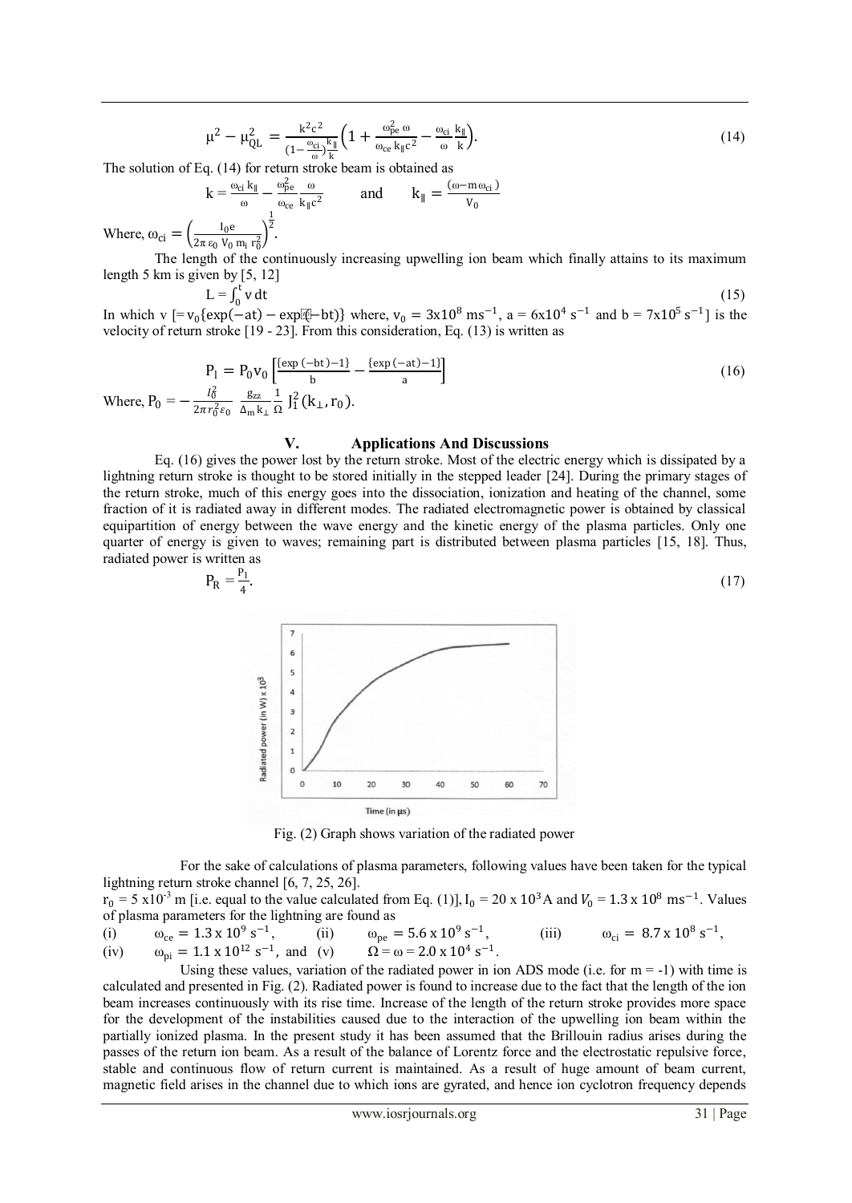$$\mu^2 - \mu_{QL}^2 = \frac{k^2c^2}{\left(1-\frac{\omega_{ci}}{\omega}\right)\frac{k_\parallel}{k}}\left(1 + \frac{\omega_{pe}^2\,\omega}{\omega_{ce}\,k_\parallel c^2} - \frac{\omega_{ci}}{\omega}\frac{k_\parallel}{k}\right). \tag{14}$$

The solution of Eq. (14) for return stroke beam is obtained as

$$k = \frac{\omega_{ci}\,k_\parallel}{\omega} - \frac{\omega_{pe}^2}{\omega_{ce}}\frac{\omega}{k_\parallel c^2} \qquad \text{and} \qquad k_\parallel = \frac{(\omega - m\omega_{ci})}{V_0}$$

Where, $\omega_{ci} = \left(\frac{I_0 e}{2\pi\,\varepsilon_0\,V_0\,m_i\,r_0^2}\right)^{\frac{1}{2}}$.

The length of the continuously increasing upwelling ion beam which finally attains to its maximum length 5 km is given by [5, 12]

$$L = \int_0^t v\,dt \tag{15}$$

In which v $[= v_0\{\exp(-at) - \exp(-bt)\}$ where, $v_0 = 3\text{x}10^8\ \text{ms}^{-1}$, $a = 6\text{x}10^4\ \text{s}^{-1}$ and $b = 7\text{x}10^5\ \text{s}^{-1}]$ is the velocity of return stroke [19 - 23]. From this consideration, Eq. (13) is written as

$$P_l = P_0 v_0 \left[\frac{\{\exp(-bt) - 1\}}{b} - \frac{\{\exp(-at) - 1\}}{a}\right] \tag{16}$$

Where, $P_0 = -\frac{I_0^2}{2\pi r_0^2 \varepsilon_0}\,\frac{g_{zz}}{\Delta_m k_\perp}\,\frac{1}{\Omega}\,J_1^2(k_\perp, r_0)$.

## V. Applications And Discussions

Eq. (16) gives the power lost by the return stroke. Most of the electric energy which is dissipated by a lightning return stroke is thought to be stored initially in the stepped leader [24]. During the primary stages of the return stroke, much of this energy goes into the dissociation, ionization and heating of the channel, some fraction of it is radiated away in different modes. The radiated electromagnetic power is obtained by classical equipartition of energy between the wave energy and the kinetic energy of the plasma particles. Only one quarter of energy is given to waves; remaining part is distributed between plasma particles [15, 18]. Thus, radiated power is written as

$$P_R = \frac{P_l}{4}. \tag{17}$$

Fig. (2) Graph shows variation of the radiated power

For the sake of calculations of plasma parameters, following values have been taken for the typical lightning return stroke channel [6, 7, 25, 26].

$r_0 = 5\ \text{x}10^{-3}$ m [i.e. equal to the value calculated from Eq. (1)], $I_0 = 20\ \text{x}\ 10^3$A and $V_0 = 1.3\ \text{x}\ 10^8\ \text{ms}^{-1}$. Values of plasma parameters for the lightning are found as

(i) $\omega_{ce} = 1.3\ \text{x}\ 10^9\ \text{s}^{-1}$, (ii) $\omega_{pe} = 5.6\ \text{x}\ 10^9\ \text{s}^{-1}$, (iii) $\omega_{ci} = 8.7\ \text{x}\ 10^8\ \text{s}^{-1}$,
(iv) $\omega_{pi} = 1.1\ \text{x}\ 10^{12}\ \text{s}^{-1}$, and (v) $\Omega = \omega = 2.0\ \text{x}\ 10^4\ \text{s}^{-1}$.

Using these values, variation of the radiated power in ion ADS mode (i.e. for m = -1) with time is calculated and presented in Fig. (2). Radiated power is found to increase due to the fact that the length of the ion beam increases continuously with its rise time. Increase of the length of the return stroke provides more space for the development of the instabilities caused due to the interaction of the upwelling ion beam within the partially ionized plasma. In the present study it has been assumed that the Brillouin radius arises during the passes of the return ion beam. As a result of the balance of Lorentz force and the electrostatic repulsive force, stable and continuous flow of return current is maintained. As a result of huge amount of beam current, magnetic field arises in the channel due to which ions are gyrated, and hence ion cyclotron frequency depends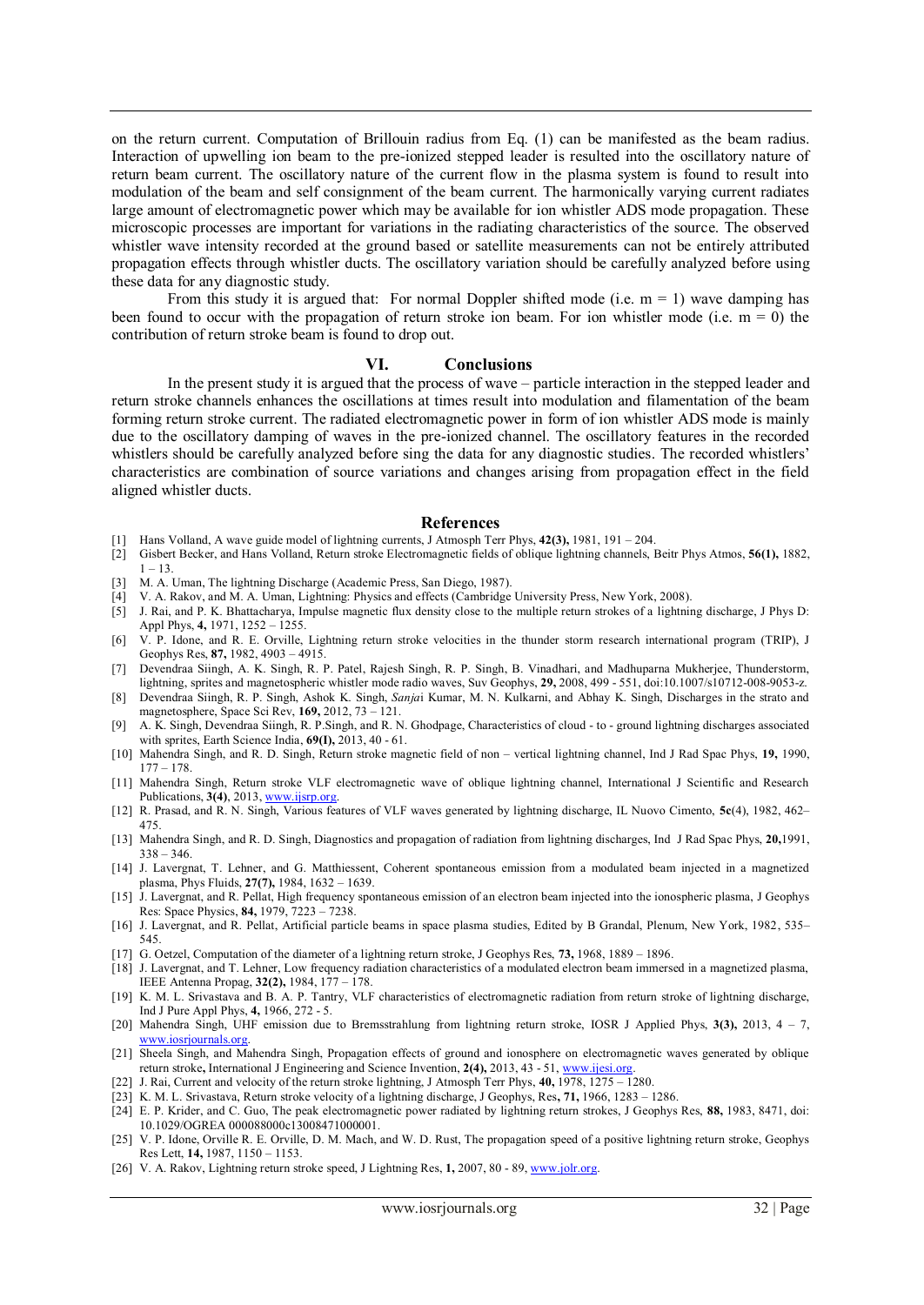on the return current. Computation of Brillouin radius from Eq. (1) can be manifested as the beam radius. Interaction of upwelling ion beam to the pre-ionized stepped leader is resulted into the oscillatory nature of return beam current. The oscillatory nature of the current flow in the plasma system is found to result into modulation of the beam and self consignment of the beam current. The harmonically varying current radiates large amount of electromagnetic power which may be available for ion whistler ADS mode propagation. These microscopic processes are important for variations in the radiating characteristics of the source. The observed whistler wave intensity recorded at the ground based or satellite measurements can not be entirely attributed propagation effects through whistler ducts. The oscillatory variation should be carefully analyzed before using these data for any diagnostic study.

From this study it is argued that: For normal Doppler shifted mode (i.e. m = 1) wave damping has been found to occur with the propagation of return stroke ion beam. For ion whistler mode (i.e. m = 0) the contribution of return stroke beam is found to drop out.

## VI. Conclusions

In the present study it is argued that the process of wave – particle interaction in the stepped leader and return stroke channels enhances the oscillations at times result into modulation and filamentation of the beam forming return stroke current. The radiated electromagnetic power in form of ion whistler ADS mode is mainly due to the oscillatory damping of waves in the pre-ionized channel. The oscillatory features in the recorded whistlers should be carefully analyzed before sing the data for any diagnostic studies. The recorded whistlers' characteristics are combination of source variations and changes arising from propagation effect in the field aligned whistler ducts.

## References

[1] Hans Volland, A wave guide model of lightning currents, J Atmosph Terr Phys, **42(3),** 1981, 191 – 204.

[2] Gisbert Becker, and Hans Volland, Return stroke Electromagnetic fields of oblique lightning channels, Beitr Phys Atmos, **56(1),** 1882, 1 – 13.

[3] M. A. Uman, The lightning Discharge (Academic Press, San Diego, 1987).

[4] V. A. Rakov, and M. A. Uman, Lightning: Physics and effects (Cambridge University Press, New York, 2008).

[5] J. Rai, and P. K. Bhattacharya, Impulse magnetic flux density close to the multiple return strokes of a lightning discharge, J Phys D: Appl Phys, **4,** 1971, 1252 – 1255.

[6] V. P. Idone, and R. E. Orville, Lightning return stroke velocities in the thunder storm research international program (TRIP), J Geophys Res, **87,** 1982, 4903 – 4915.

[7] Devendraa Siingh, A. K. Singh, R. P. Patel, Rajesh Singh, R. P. Singh, B. Vinadhari, and Madhuparna Mukherjee, Thunderstorm, lightning, sprites and magnetospheric whistler mode radio waves, Suv Geophys, **29,** 2008, 499 - 551, doi:10.1007/s10712-008-9053-z.

[8] Devendraa Siingh, R. P. Singh, Ashok K. Singh, *Sanja*i Kumar, M. N. Kulkarni, and Abhay K. Singh, Discharges in the strato and magnetosphere, Space Sci Rev, **169,** 2012, 73 – 121.

[9] A. K. Singh, Devendraa Siingh, R. P.Singh, and R. N. Ghodpage, Characteristics of cloud - to - ground lightning discharges associated with sprites, Earth Science India, **69(1),** 2013, 40 - 61.

[10] Mahendra Singh, and R. D. Singh, Return stroke magnetic field of non – vertical lightning channel, Ind J Rad Spac Phys, **19,** 1990, 177 – 178.

[11] Mahendra Singh, Return stroke VLF electromagnetic wave of oblique lightning channel, International J Scientific and Research Publications, **3(4)**, 2013, www.ijsrp.org.

[12] R. Prasad, and R. N. Singh, Various features of VLF waves generated by lightning discharge, IL Nuovo Cimento, **5c**(4), 1982, 462– 475.

[13] Mahendra Singh, and R. D. Singh, Diagnostics and propagation of radiation from lightning discharges, Ind J Rad Spac Phys, **20,**1991, 338 – 346.

[14] J. Lavergnat, T. Lehner, and G. Matthiessent, Coherent spontaneous emission from a modulated beam injected in a magnetized plasma, Phys Fluids, **27(7),** 1984, 1632 – 1639.

[15] J. Lavergnat, and R. Pellat, High frequency spontaneous emission of an electron beam injected into the ionospheric plasma, J Geophys Res: Space Physics, **84,** 1979, 7223 – 7238.

[16] J. Lavergnat, and R. Pellat, Artificial particle beams in space plasma studies, Edited by B Grandal, Plenum, New York, 1982, 535– 545.

[17] G. Oetzel, Computation of the diameter of a lightning return stroke, J Geophys Res, **73,** 1968, 1889 – 1896.

[18] J. Lavergnat, and T. Lehner, Low frequency radiation characteristics of a modulated electron beam immersed in a magnetized plasma, IEEE Antenna Propag, **32(2),** 1984, 177 – 178.

[19] K. M. L. Srivastava and B. A. P. Tantry, VLF characteristics of electromagnetic radiation from return stroke of lightning discharge, Ind J Pure Appl Phys, **4,** 1966, 272 - 5.

[20] Mahendra Singh, UHF emission due to Bremsstrahlung from lightning return stroke, IOSR J Applied Phys, **3(3),** 2013, 4 – 7, www.iosrjournals.org.

[21] Sheela Singh, and Mahendra Singh, Propagation effects of ground and ionosphere on electromagnetic waves generated by oblique return stroke**,** International J Engineering and Science Invention, **2(4),** 2013, 43 - 51, www.ijesi.org.

[22] J. Rai, Current and velocity of the return stroke lightning, J Atmosph Terr Phys, **40,** 1978, 1275 – 1280.

[23] K. M. L. Srivastava, Return stroke velocity of a lightning discharge, J Geophys, Res**, 71,** 1966, 1283 – 1286.

[24] E. P. Krider, and C. Guo, The peak electromagnetic power radiated by lightning return strokes, J Geophys Res, **88,** 1983, 8471, doi: 10.1029/OGREA 000088000c13008471000001.

[25] V. P. Idone, Orville R. E. Orville, D. M. Mach, and W. D. Rust, The propagation speed of a positive lightning return stroke, Geophys Res Lett, **14,** 1987, 1150 – 1153.

[26] V. A. Rakov, Lightning return stroke speed, J Lightning Res, **1,** 2007, 80 - 89, www.jolr.org.